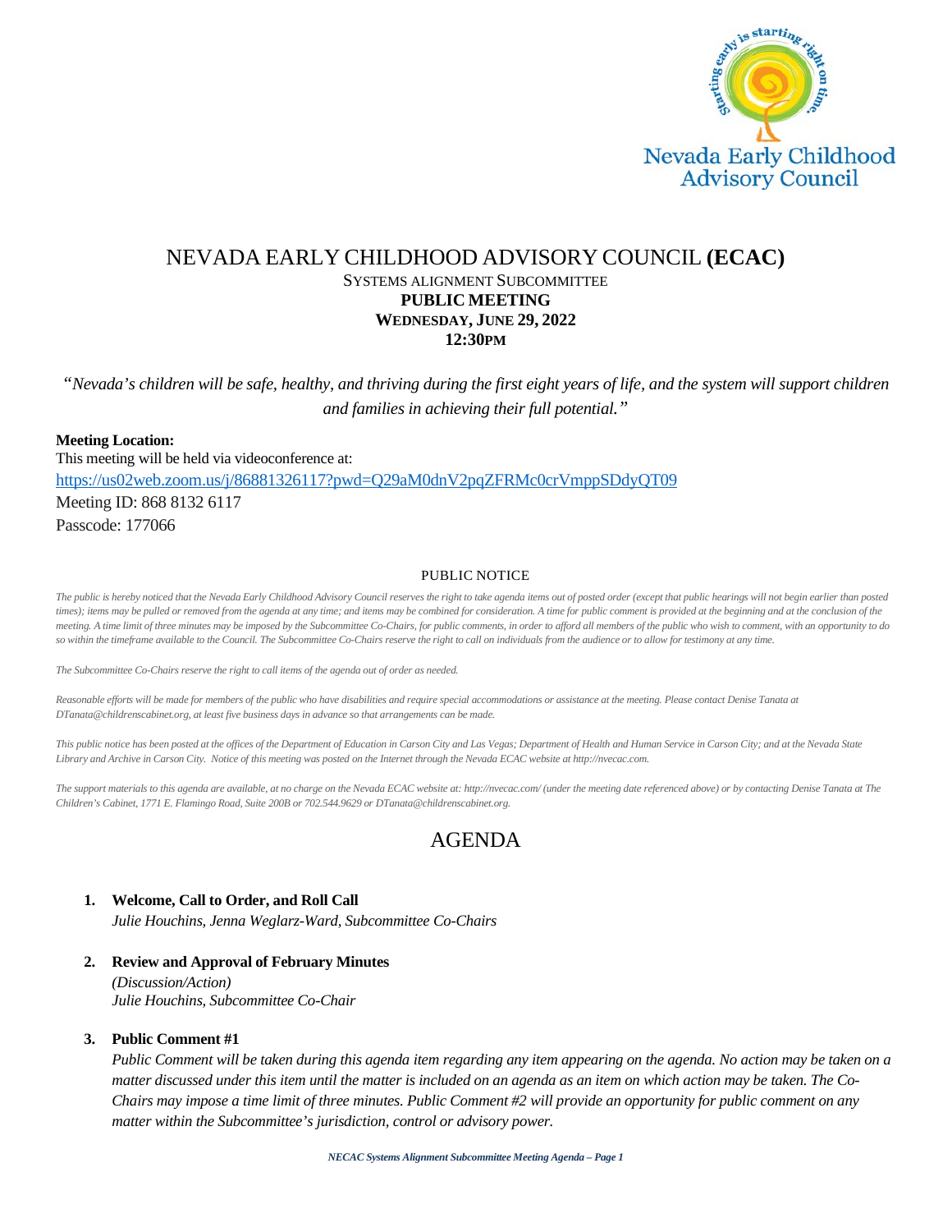Nevada Early Childhood Advisory Council

# NEVADA EARLY CHILDHOOD ADVISORY COUNCIL (ECAC)

SYSTEMS ALIGNMENT SUBCOMMITTEE

**PUBLIC MEETING**

**WEDNESDAY, JUNE 29, 2022**

**12:30PM**

*"Nevada's children will be safe, healthy, and thriving during the first eight years of life, and the system will support children and families in achieving their full potential."*

**Meeting Location:**

This meeting will be held via videoconference at:

https://us02web.zoom.us/j/86881326117?pwd=Q29aM0dnV2pqZFRMc0crVmppSDdyQT09

Meeting ID: 868 8132 6117

Passcode: 177066

PUBLIC NOTICE

*The public is hereby noticed that the Nevada Early Childhood Advisory Council reserves the right to take agenda items out of posted order (except that public hearings will not begin earlier than posted times); items may be pulled or removed from the agenda at any time; and items may be combined for consideration. A time for public comment is provided at the beginning and at the conclusion of the meeting. A time limit of three minutes may be imposed by the Subcommittee Co-Chairs, for public comments, in order to afford all members of the public who wish to comment, with an opportunity to do so within the timeframe available to the Council. The Subcommittee Co-Chairs reserve the right to call on individuals from the audience or to allow for testimony at any time.*

*The Subcommittee Co-Chairs reserve the right to call items of the agenda out of order as needed.*

*Reasonable efforts will be made for members of the public who have disabilities and require special accommodations or assistance at the meeting. Please contact Denise Tanata at DTanata@childrenscabinet.org, at least five business days in advance so that arrangements can be made.*

*This public notice has been posted at the offices of the Department of Education in Carson City and Las Vegas; Department of Health and Human Service in Carson City; and at the Nevada State Library and Archive in Carson City. Notice of this meeting was posted on the Internet through the Nevada ECAC website at http://nvecac.com.*

*The support materials to this agenda are available, at no charge on the Nevada ECAC website at: http://nvecac.com/ (under the meeting date referenced above) or by contacting Denise Tanata at The Children's Cabinet, 1771 E. Flamingo Road, Suite 200B or 702.544.9629 or DTanata@childrenscabinet.org.*

## AGENDA

1. **Welcome, Call to Order, and Roll Call**
   *Julie Houchins, Jenna Weglarz-Ward, Subcommittee Co-Chairs*

2. **Review and Approval of February Minutes**
   *(Discussion/Action)*
   *Julie Houchins, Subcommittee Co-Chair*

3. **Public Comment #1**
   *Public Comment will be taken during this agenda item regarding any item appearing on the agenda. No action may be taken on a matter discussed under this item until the matter is included on an agenda as an item on which action may be taken. The Co-Chairs may impose a time limit of three minutes. Public Comment #2 will provide an opportunity for public comment on any matter within the Subcommittee's jurisdiction, control or advisory power.*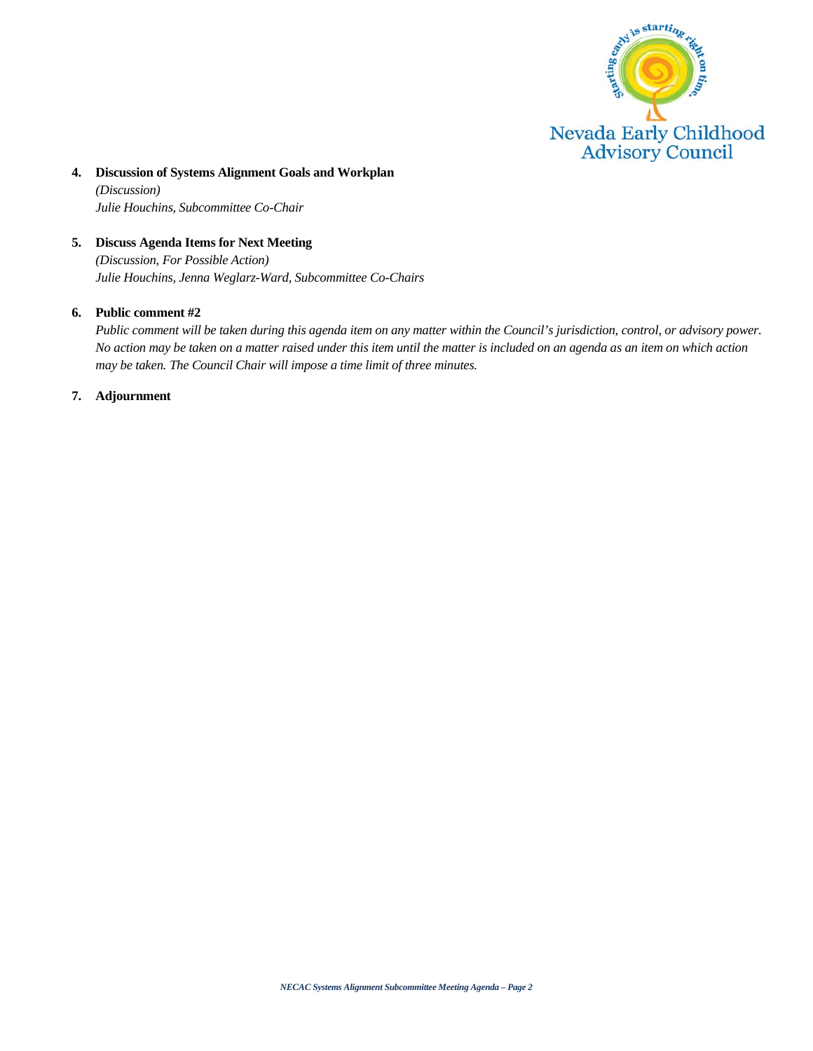Nevada Early Childhood Advisory Council

4. **Discussion of Systems Alignment Goals and Workplan**
   *(Discussion)*
   *Julie Houchins, Subcommittee Co-Chair*

5. **Discuss Agenda Items for Next Meeting**
   *(Discussion, For Possible Action)*
   *Julie Houchins, Jenna Weglarz-Ward, Subcommittee Co-Chairs*

6. **Public comment #2**
   *Public comment will be taken during this agenda item on any matter within the Council's jurisdiction, control, or advisory power. No action may be taken on a matter raised under this item until the matter is included on an agenda as an item on which action may be taken. The Council Chair will impose a time limit of three minutes.*

7. **Adjournment**